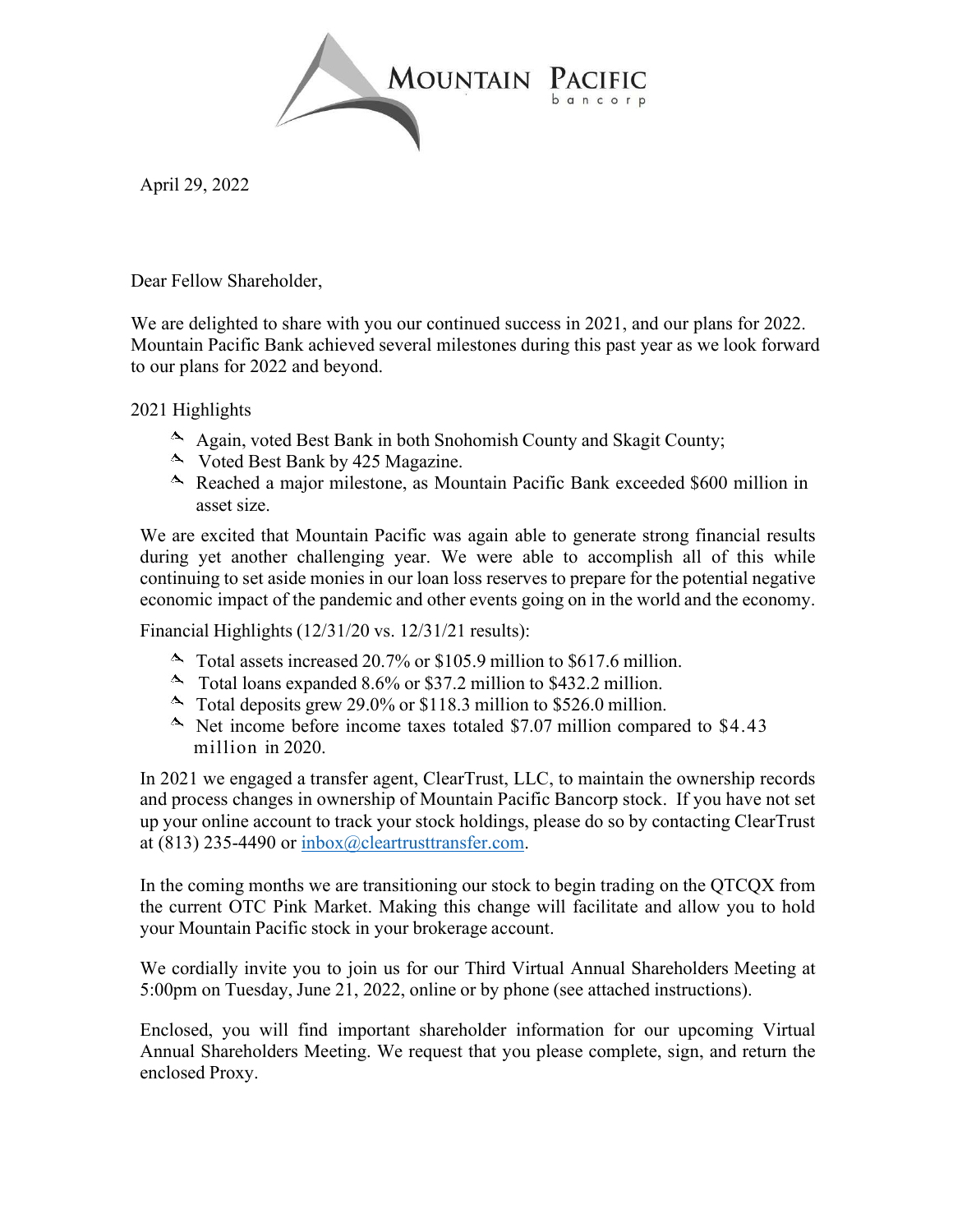MOUNTAIN PACIFIC
bancorp

April 29, 2022

Dear Fellow Shareholder,

We are delighted to share with you our continued success in 2021, and our plans for 2022. Mountain Pacific Bank achieved several milestones during this past year as we look forward to our plans for 2022 and beyond.

2021 Highlights

- Again, voted Best Bank in both Snohomish County and Skagit County;
- Voted Best Bank by 425 Magazine.
- Reached a major milestone, as Mountain Pacific Bank exceeded $600 million in asset size.

We are excited that Mountain Pacific was again able to generate strong financial results during yet another challenging year. We were able to accomplish all of this while continuing to set aside monies in our loan loss reserves to prepare for the potential negative economic impact of the pandemic and other events going on in the world and the economy.

Financial Highlights (12/31/20 vs. 12/31/21 results):

- Total assets increased 20.7% or $105.9 million to $617.6 million.
- Total loans expanded 8.6% or $37.2 million to $432.2 million.
- Total deposits grew 29.0% or $118.3 million to $526.0 million.
- Net income before income taxes totaled $7.07 million compared to $4.43 million in 2020.

In 2021 we engaged a transfer agent, ClearTrust, LLC, to maintain the ownership records and process changes in ownership of Mountain Pacific Bancorp stock. If you have not set up your online account to track your stock holdings, please do so by contacting ClearTrust at (813) 235-4490 or inbox@cleartrusttransfer.com.

In the coming months we are transitioning our stock to begin trading on the QTCQX from the current OTC Pink Market. Making this change will facilitate and allow you to hold your Mountain Pacific stock in your brokerage account.

We cordially invite you to join us for our Third Virtual Annual Shareholders Meeting at 5:00pm on Tuesday, June 21, 2022, online or by phone (see attached instructions).

Enclosed, you will find important shareholder information for our upcoming Virtual Annual Shareholders Meeting. We request that you please complete, sign, and return the enclosed Proxy.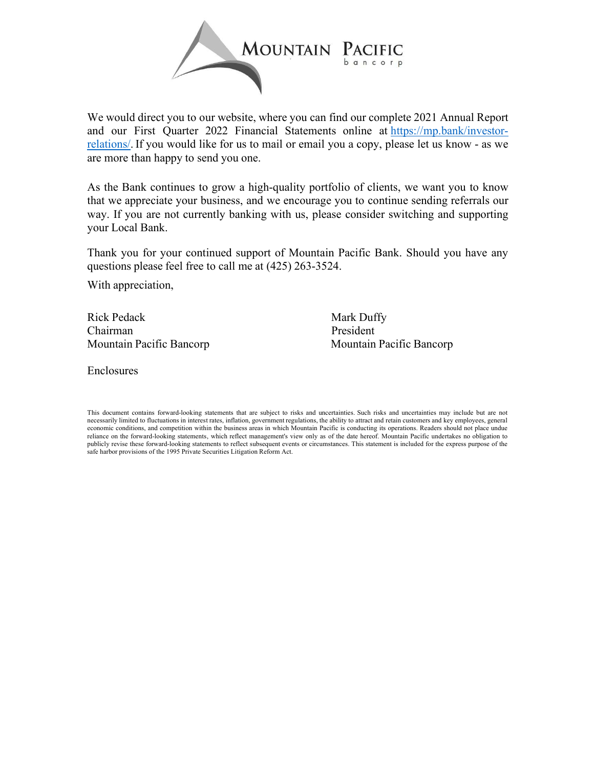We would direct you to our website, where you can find our complete 2021 Annual Report and our First Quarter 2022 Financial Statements online at https://mp.bank/investor-relations/. If you would like for us to mail or email you a copy, please let us know - as we are more than happy to send you one.

As the Bank continues to grow a high-quality portfolio of clients, we want you to know that we appreciate your business, and we encourage you to continue sending referrals our way. If you are not currently banking with us, please consider switching and supporting your Local Bank.

Thank you for your continued support of Mountain Pacific Bank. Should you have any questions please feel free to call me at (425) 263-3524.

With appreciation,

Rick Pedack
Chairman
Mountain Pacific Bancorp

Mark Duffy
President
Mountain Pacific Bancorp

Enclosures

This document contains forward-looking statements that are subject to risks and uncertainties. Such risks and uncertainties may include but are not necessarily limited to fluctuations in interest rates, inflation, government regulations, the ability to attract and retain customers and key employees, general economic conditions, and competition within the business areas in which Mountain Pacific is conducting its operations. Readers should not place undue reliance on the forward-looking statements, which reflect management's view only as of the date hereof. Mountain Pacific undertakes no obligation to publicly revise these forward-looking statements to reflect subsequent events or circumstances. This statement is included for the express purpose of the safe harbor provisions of the 1995 Private Securities Litigation Reform Act.